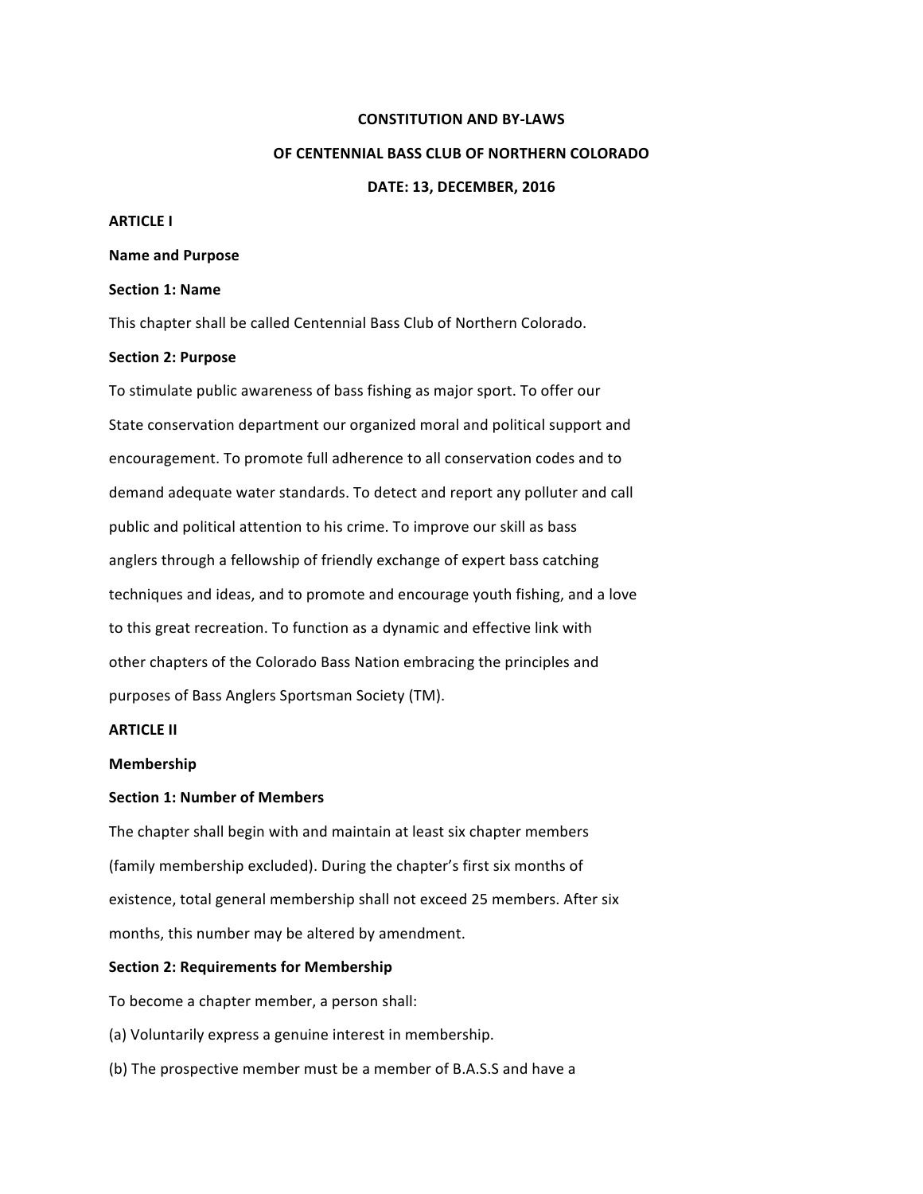# CONSTITUTION AND BY-LAWS

# OF CENTENNIAL BASS CLUB OF NORTHERN COLORADO

**DATE: 13, DECEMBER, 2016**

## ARTICLE I

## Name and Purpose

### Section 1: Name

This chapter shall be called Centennial Bass Club of Northern Colorado.

### Section 2: Purpose

To stimulate public awareness of bass fishing as major sport. To offer our State conservation department our organized moral and political support and encouragement. To promote full adherence to all conservation codes and to demand adequate water standards. To detect and report any polluter and call public and political attention to his crime. To improve our skill as bass anglers through a fellowship of friendly exchange of expert bass catching techniques and ideas, and to promote and encourage youth fishing, and a love to this great recreation. To function as a dynamic and effective link with other chapters of the Colorado Bass Nation embracing the principles and purposes of Bass Anglers Sportsman Society (TM).

## ARTICLE II

## Membership

### Section 1: Number of Members

The chapter shall begin with and maintain at least six chapter members (family membership excluded). During the chapter's first six months of existence, total general membership shall not exceed 25 members. After six months, this number may be altered by amendment.

### Section 2: Requirements for Membership

To become a chapter member, a person shall:

(a) Voluntarily express a genuine interest in membership.

(b) The prospective member must be a member of B.A.S.S and have a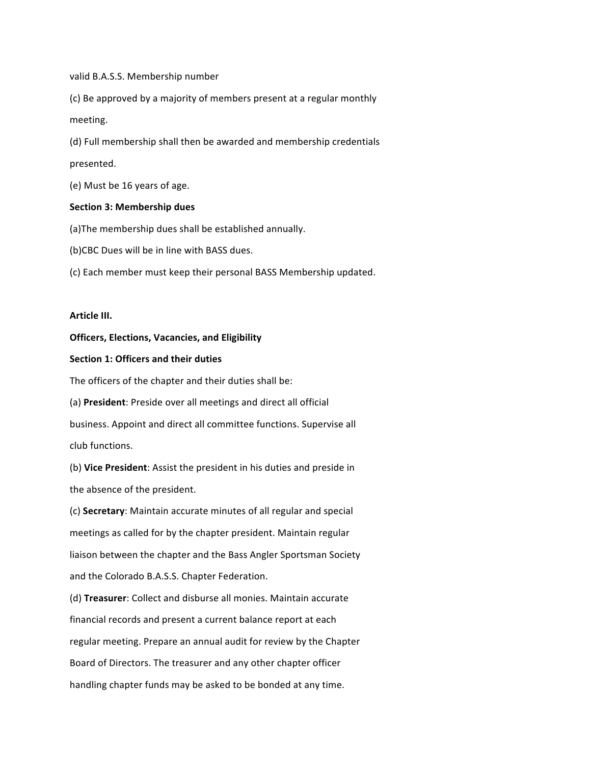valid B.A.S.S. Membership number

(c) Be approved by a majority of members present at a regular monthly meeting.

(d) Full membership shall then be awarded and membership credentials presented.

(e) Must be 16 years of age.

**Section 3: Membership dues**

(a)The membership dues shall be established annually.

(b)CBC Dues will be in line with BASS dues.

(c) Each member must keep their personal BASS Membership updated.

**Article III.**

**Officers, Elections, Vacancies, and Eligibility**

**Section 1: Officers and their duties**

The officers of the chapter and their duties shall be:

(a) **President**: Preside over all meetings and direct all official business. Appoint and direct all committee functions. Supervise all club functions.

(b) **Vice President**: Assist the president in his duties and preside in the absence of the president.

(c) **Secretary**: Maintain accurate minutes of all regular and special meetings as called for by the chapter president. Maintain regular liaison between the chapter and the Bass Angler Sportsman Society and the Colorado B.A.S.S. Chapter Federation.

(d) **Treasurer**: Collect and disburse all monies. Maintain accurate financial records and present a current balance report at each regular meeting. Prepare an annual audit for review by the Chapter Board of Directors. The treasurer and any other chapter officer handling chapter funds may be asked to be bonded at any time.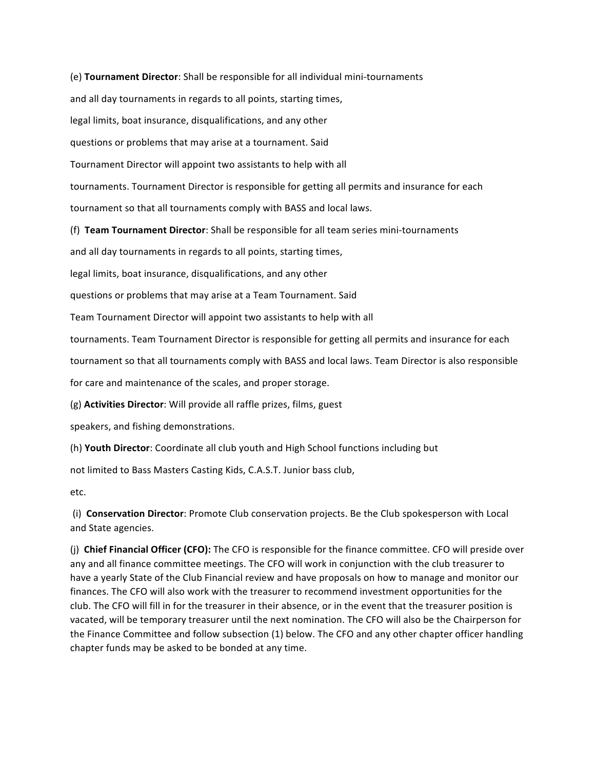(e) **Tournament Director**: Shall be responsible for all individual mini-tournaments and all day tournaments in regards to all points, starting times, legal limits, boat insurance, disqualifications, and any other questions or problems that may arise at a tournament. Said Tournament Director will appoint two assistants to help with all tournaments. Tournament Director is responsible for getting all permits and insurance for each tournament so that all tournaments comply with BASS and local laws.

(f) **Team Tournament Director**: Shall be responsible for all team series mini-tournaments and all day tournaments in regards to all points, starting times, legal limits, boat insurance, disqualifications, and any other questions or problems that may arise at a Team Tournament. Said Team Tournament Director will appoint two assistants to help with all tournaments. Team Tournament Director is responsible for getting all permits and insurance for each tournament so that all tournaments comply with BASS and local laws. Team Director is also responsible for care and maintenance of the scales, and proper storage.

(g) **Activities Director**: Will provide all raffle prizes, films, guest speakers, and fishing demonstrations.

(h) **Youth Director**: Coordinate all club youth and High School functions including but not limited to Bass Masters Casting Kids, C.A.S.T. Junior bass club, etc.

(i) **Conservation Director**: Promote Club conservation projects. Be the Club spokesperson with Local and State agencies.

(j) **Chief Financial Officer (CFO):** The CFO is responsible for the finance committee. CFO will preside over any and all finance committee meetings. The CFO will work in conjunction with the club treasurer to have a yearly State of the Club Financial review and have proposals on how to manage and monitor our finances. The CFO will also work with the treasurer to recommend investment opportunities for the club. The CFO will fill in for the treasurer in their absence, or in the event that the treasurer position is vacated, will be temporary treasurer until the next nomination. The CFO will also be the Chairperson for the Finance Committee and follow subsection (1) below. The CFO and any other chapter officer handling chapter funds may be asked to be bonded at any time.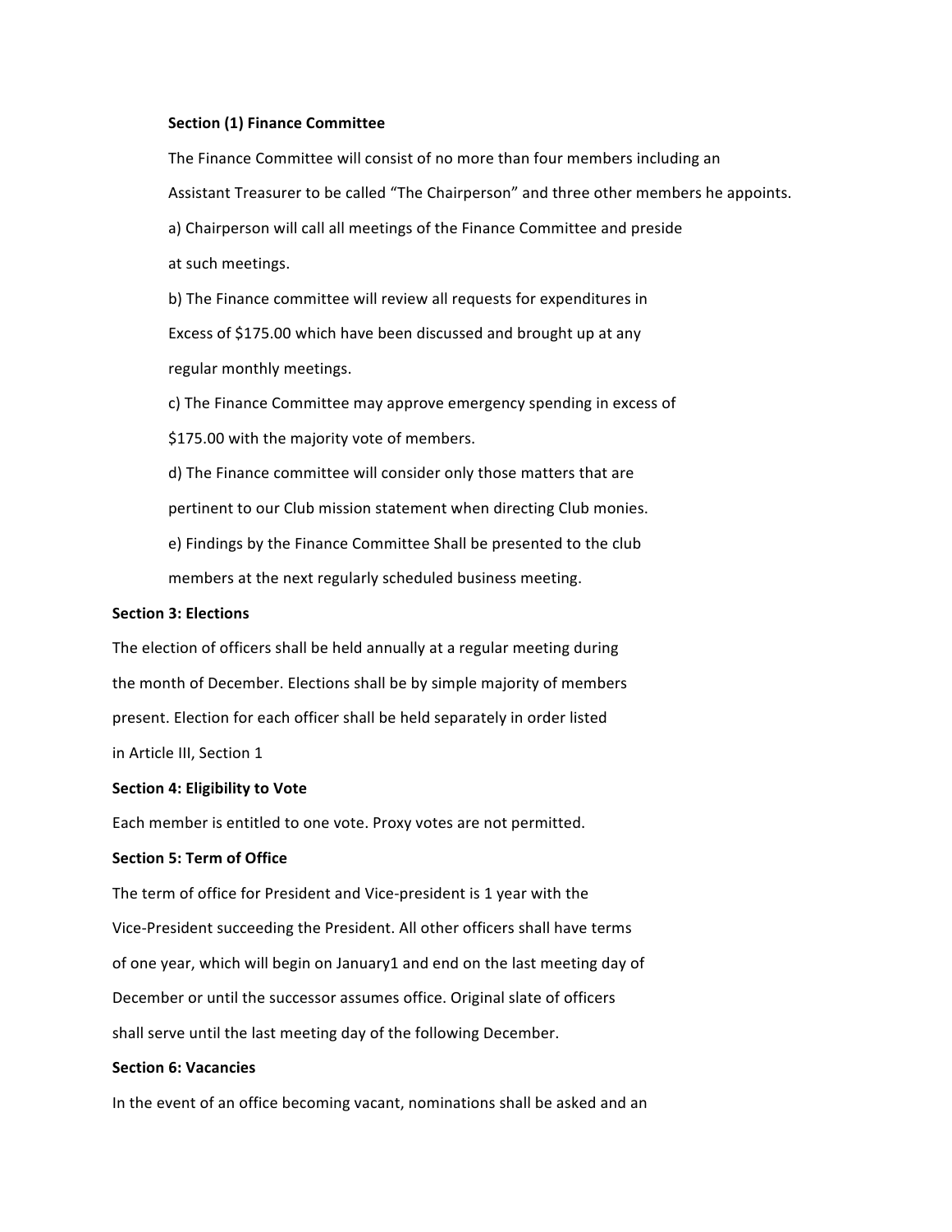**Section (1) Finance Committee**

The Finance Committee will consist of no more than four members including an Assistant Treasurer to be called "The Chairperson" and three other members he appoints.

a) Chairperson will call all meetings of the Finance Committee and preside at such meetings.

b) The Finance committee will review all requests for expenditures in Excess of $175.00 which have been discussed and brought up at any regular monthly meetings.

c) The Finance Committee may approve emergency spending in excess of $175.00 with the majority vote of members.

d) The Finance committee will consider only those matters that are pertinent to our Club mission statement when directing Club monies.

e) Findings by the Finance Committee Shall be presented to the club members at the next regularly scheduled business meeting.

**Section 3: Elections**

The election of officers shall be held annually at a regular meeting during the month of December. Elections shall be by simple majority of members present. Election for each officer shall be held separately in order listed in Article III, Section 1

**Section 4: Eligibility to Vote**

Each member is entitled to one vote. Proxy votes are not permitted.

**Section 5: Term of Office**

The term of office for President and Vice-president is 1 year with the Vice-President succeeding the President. All other officers shall have terms of one year, which will begin on January1 and end on the last meeting day of December or until the successor assumes office. Original slate of officers shall serve until the last meeting day of the following December.

**Section 6: Vacancies**

In the event of an office becoming vacant, nominations shall be asked and an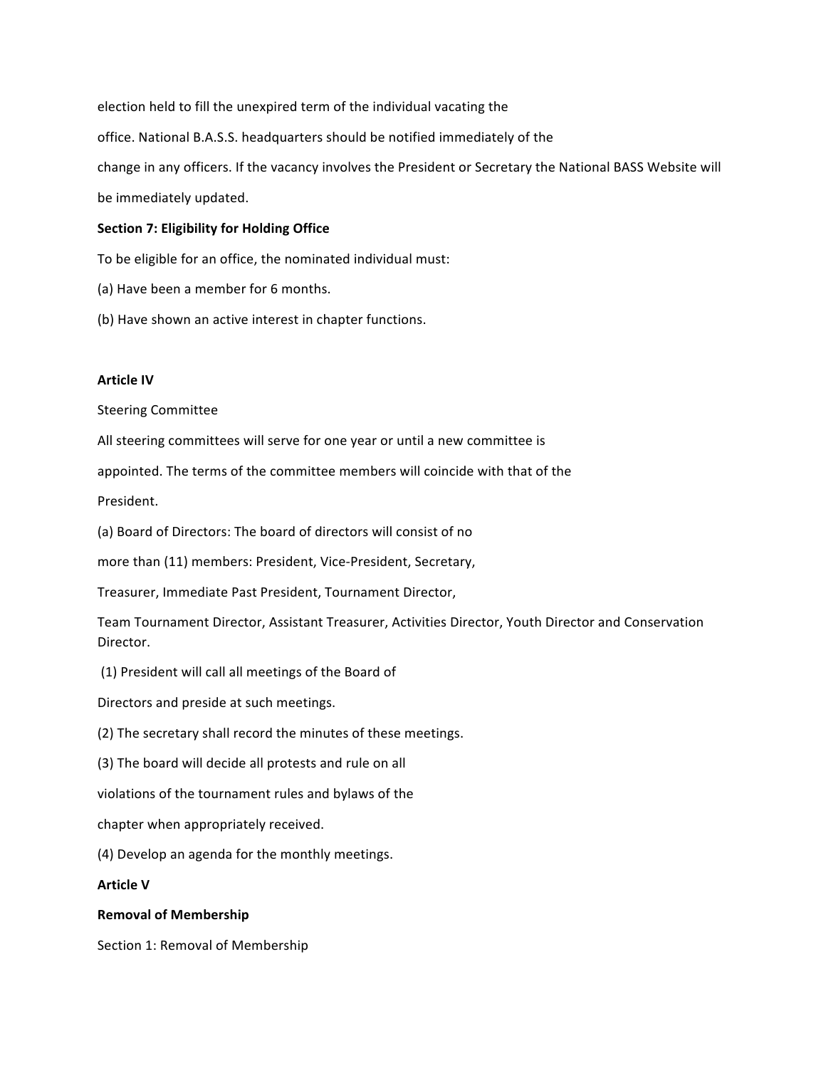election held to fill the unexpired term of the individual vacating the office. National B.A.S.S. headquarters should be notified immediately of the change in any officers. If the vacancy involves the President or Secretary the National BASS Website will be immediately updated.

**Section 7: Eligibility for Holding Office**

To be eligible for an office, the nominated individual must:

(a) Have been a member for 6 months.

(b) Have shown an active interest in chapter functions.

## Article IV

Steering Committee

All steering committees will serve for one year or until a new committee is appointed. The terms of the committee members will coincide with that of the President.

(a) Board of Directors: The board of directors will consist of no more than (11) members: President, Vice-President, Secretary, Treasurer, Immediate Past President, Tournament Director, Team Tournament Director, Assistant Treasurer, Activities Director, Youth Director and Conservation Director.

(1) President will call all meetings of the Board of Directors and preside at such meetings.

(2) The secretary shall record the minutes of these meetings.

(3) The board will decide all protests and rule on all violations of the tournament rules and bylaws of the chapter when appropriately received.

(4) Develop an agenda for the monthly meetings.

## Article V

**Removal of Membership**

Section 1: Removal of Membership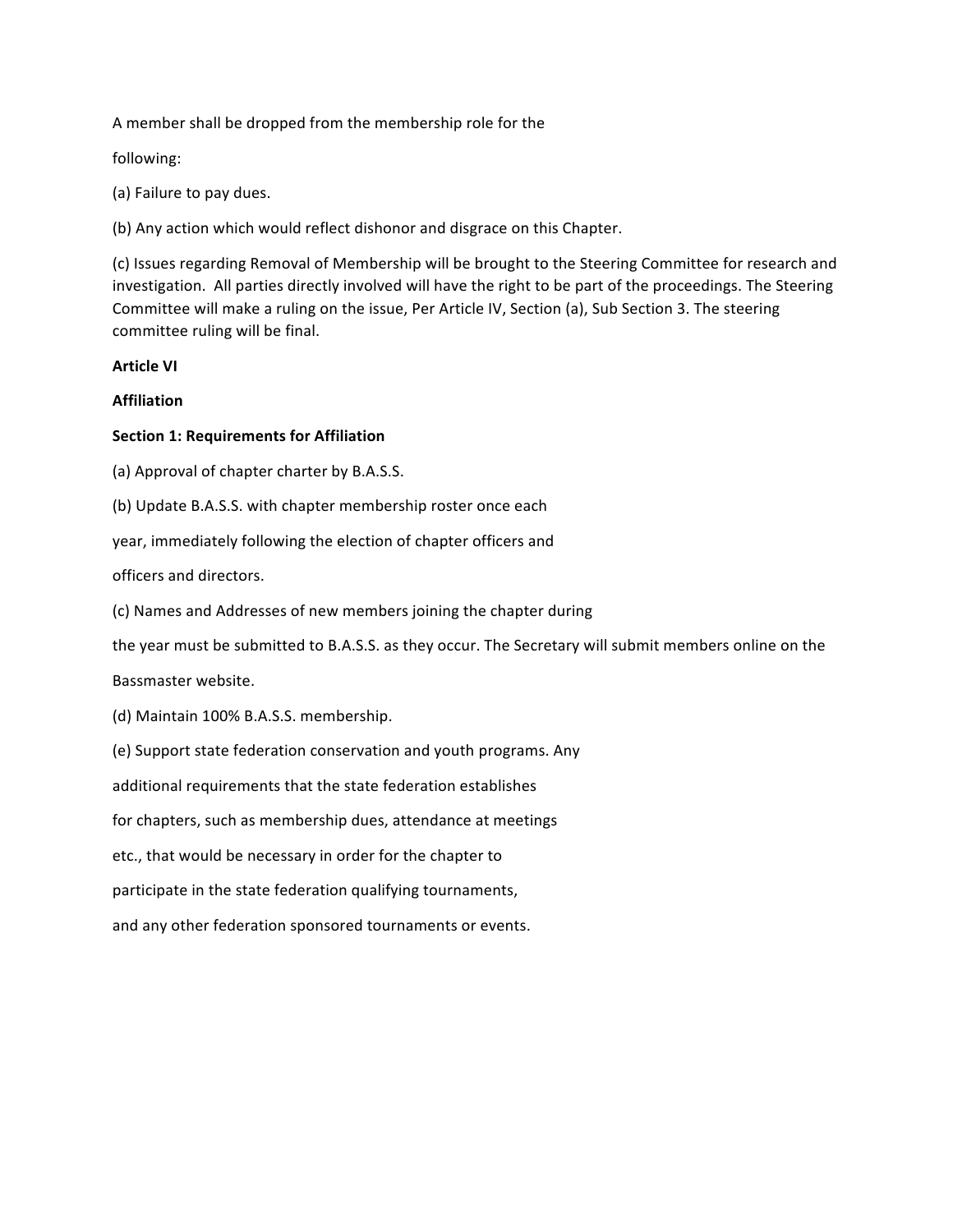A member shall be dropped from the membership role for the following:

(a) Failure to pay dues.

(b) Any action which would reflect dishonor and disgrace on this Chapter.

(c) Issues regarding Removal of Membership will be brought to the Steering Committee for research and investigation. All parties directly involved will have the right to be part of the proceedings. The Steering Committee will make a ruling on the issue, Per Article IV, Section (a), Sub Section 3. The steering committee ruling will be final.

**Article VI**

**Affiliation**

**Section 1: Requirements for Affiliation**

(a) Approval of chapter charter by B.A.S.S.

(b) Update B.A.S.S. with chapter membership roster once each year, immediately following the election of chapter officers and officers and directors.

(c) Names and Addresses of new members joining the chapter during the year must be submitted to B.A.S.S. as they occur. The Secretary will submit members online on the Bassmaster website.

(d) Maintain 100% B.A.S.S. membership.

(e) Support state federation conservation and youth programs. Any additional requirements that the state federation establishes for chapters, such as membership dues, attendance at meetings etc., that would be necessary in order for the chapter to participate in the state federation qualifying tournaments, and any other federation sponsored tournaments or events.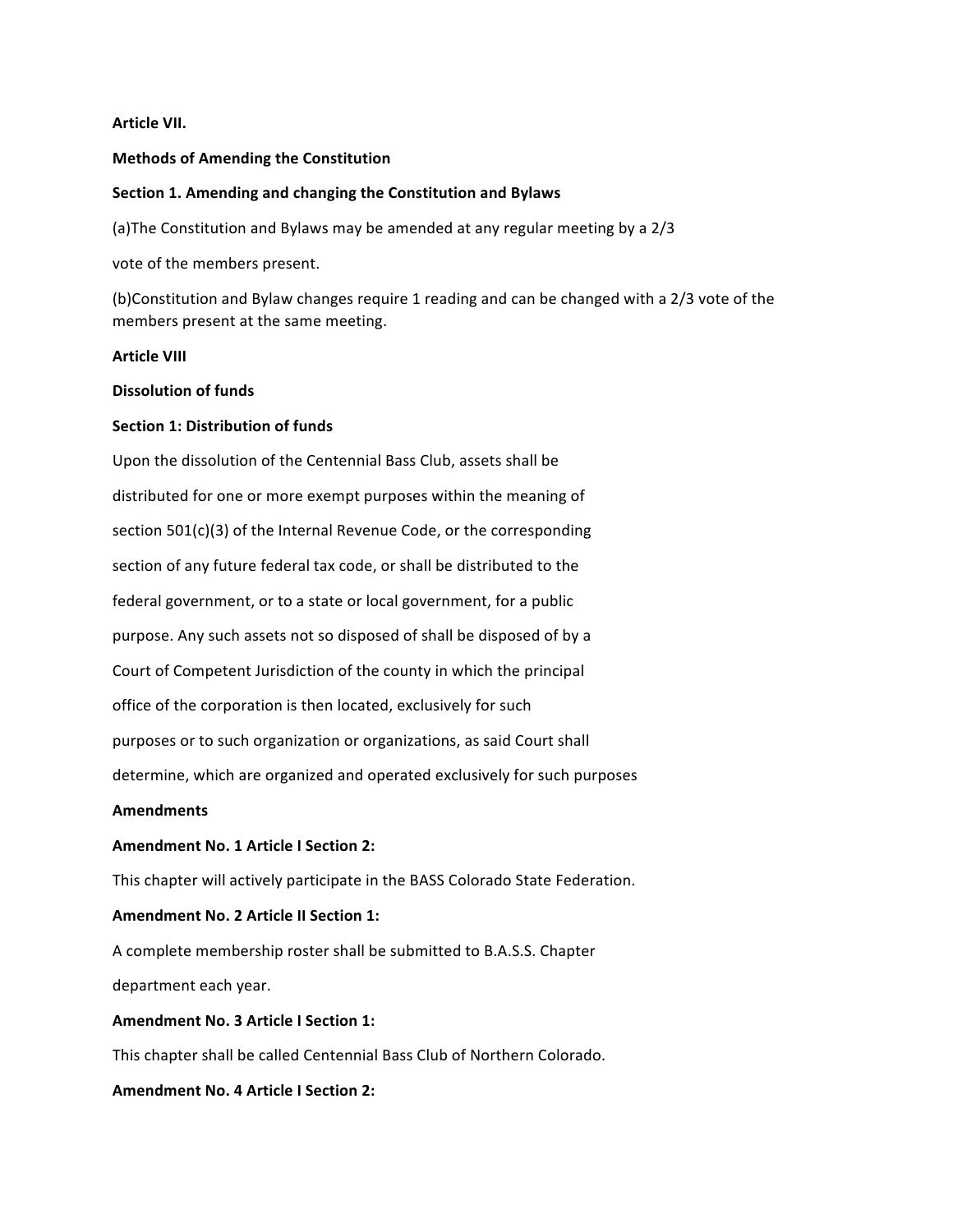**Article VII.**

**Methods of Amending the Constitution**

**Section 1. Amending and changing the Constitution and Bylaws**

(a)The Constitution and Bylaws may be amended at any regular meeting by a 2/3 vote of the members present.

(b)Constitution and Bylaw changes require 1 reading and can be changed with a 2/3 vote of the members present at the same meeting.

**Article VIII**

**Dissolution of funds**

**Section 1: Distribution of funds**

Upon the dissolution of the Centennial Bass Club, assets shall be distributed for one or more exempt purposes within the meaning of section 501(c)(3) of the Internal Revenue Code, or the corresponding section of any future federal tax code, or shall be distributed to the federal government, or to a state or local government, for a public purpose. Any such assets not so disposed of shall be disposed of by a Court of Competent Jurisdiction of the county in which the principal office of the corporation is then located, exclusively for such purposes or to such organization or organizations, as said Court shall determine, which are organized and operated exclusively for such purposes

**Amendments**

**Amendment No. 1 Article I Section 2:**

This chapter will actively participate in the BASS Colorado State Federation.

**Amendment No. 2 Article II Section 1:**

A complete membership roster shall be submitted to B.A.S.S. Chapter department each year.

**Amendment No. 3 Article I Section 1:**

This chapter shall be called Centennial Bass Club of Northern Colorado.

**Amendment No. 4 Article I Section 2:**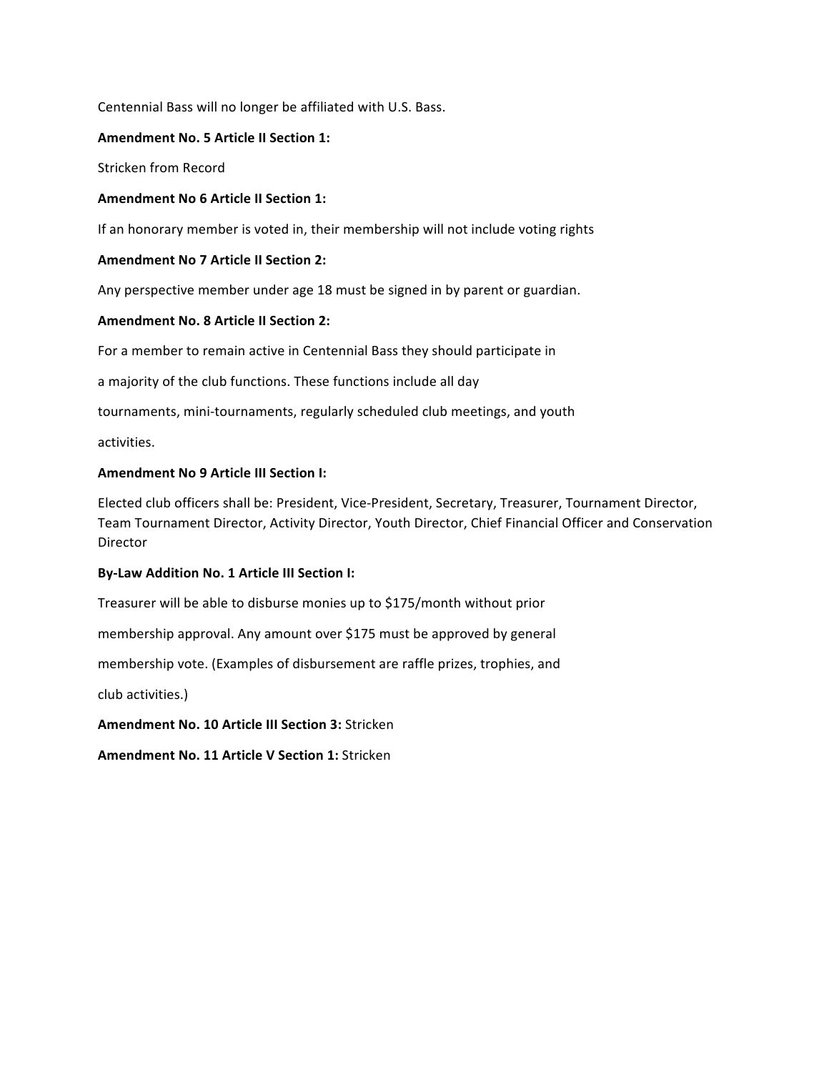Centennial Bass will no longer be affiliated with U.S. Bass.

**Amendment No. 5 Article II Section 1:**

Stricken from Record

**Amendment No 6 Article II Section 1:**

If an honorary member is voted in, their membership will not include voting rights

**Amendment No 7 Article II Section 2:**

Any perspective member under age 18 must be signed in by parent or guardian.

**Amendment No. 8 Article II Section 2:**

For a member to remain active in Centennial Bass they should participate in a majority of the club functions. These functions include all day tournaments, mini-tournaments, regularly scheduled club meetings, and youth activities.

**Amendment No 9 Article III Section I:**

Elected club officers shall be: President, Vice-President, Secretary, Treasurer, Tournament Director, Team Tournament Director, Activity Director, Youth Director, Chief Financial Officer and Conservation Director

**By-Law Addition No. 1 Article III Section I:**

Treasurer will be able to disburse monies up to $175/month without prior membership approval. Any amount over $175 must be approved by general membership vote. (Examples of disbursement are raffle prizes, trophies, and club activities.)

**Amendment No. 10 Article III Section 3:** Stricken

**Amendment No. 11 Article V Section 1:** Stricken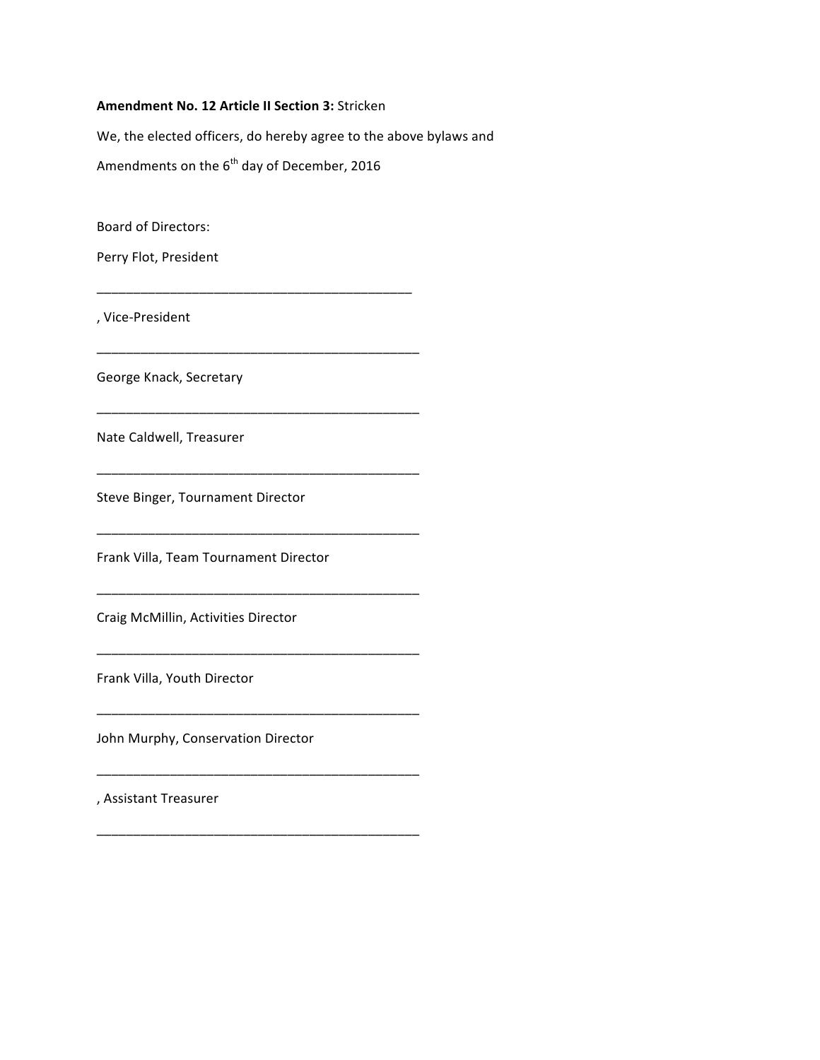**Amendment No. 12 Article II Section 3:** Stricken

We, the elected officers, do hereby agree to the above bylaws and

Amendments on the 6th day of December, 2016

Board of Directors:

Perry Flot, President

\_\_\_\_\_\_\_\_\_\_\_\_\_\_\_\_\_\_\_\_\_\_\_\_\_\_\_\_\_\_\_\_\_\_\_\_\_\_\_\_\_\_\_\_

, Vice-President

\_\_\_\_\_\_\_\_\_\_\_\_\_\_\_\_\_\_\_\_\_\_\_\_\_\_\_\_\_\_\_\_\_\_\_\_\_\_\_\_\_\_\_\_

George Knack, Secretary

\_\_\_\_\_\_\_\_\_\_\_\_\_\_\_\_\_\_\_\_\_\_\_\_\_\_\_\_\_\_\_\_\_\_\_\_\_\_\_\_\_\_\_\_

Nate Caldwell, Treasurer

\_\_\_\_\_\_\_\_\_\_\_\_\_\_\_\_\_\_\_\_\_\_\_\_\_\_\_\_\_\_\_\_\_\_\_\_\_\_\_\_\_\_\_\_

Steve Binger, Tournament Director

\_\_\_\_\_\_\_\_\_\_\_\_\_\_\_\_\_\_\_\_\_\_\_\_\_\_\_\_\_\_\_\_\_\_\_\_\_\_\_\_\_\_\_\_

Frank Villa, Team Tournament Director

\_\_\_\_\_\_\_\_\_\_\_\_\_\_\_\_\_\_\_\_\_\_\_\_\_\_\_\_\_\_\_\_\_\_\_\_\_\_\_\_\_\_\_\_

Craig McMillin, Activities Director

\_\_\_\_\_\_\_\_\_\_\_\_\_\_\_\_\_\_\_\_\_\_\_\_\_\_\_\_\_\_\_\_\_\_\_\_\_\_\_\_\_\_\_\_

Frank Villa, Youth Director

\_\_\_\_\_\_\_\_\_\_\_\_\_\_\_\_\_\_\_\_\_\_\_\_\_\_\_\_\_\_\_\_\_\_\_\_\_\_\_\_\_\_\_\_

John Murphy, Conservation Director

\_\_\_\_\_\_\_\_\_\_\_\_\_\_\_\_\_\_\_\_\_\_\_\_\_\_\_\_\_\_\_\_\_\_\_\_\_\_\_\_\_\_\_\_

, Assistant Treasurer

\_\_\_\_\_\_\_\_\_\_\_\_\_\_\_\_\_\_\_\_\_\_\_\_\_\_\_\_\_\_\_\_\_\_\_\_\_\_\_\_\_\_\_\_